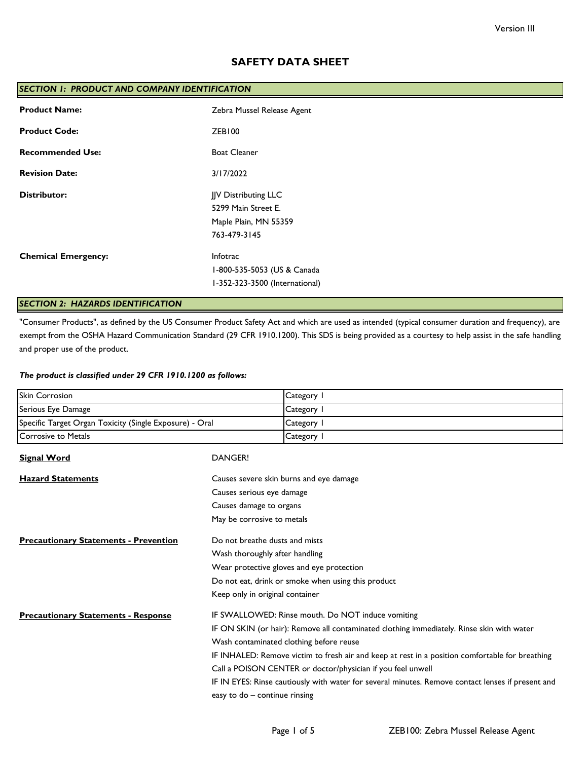Version III

# SAFETY DATA SHEET

## *SECTION 1: PRODUCT AND COMPANY IDENTIFICATION*

**Product Name:** Zebra Mussel Release Agent

**Product Code:** ZEB100

**Recommended Use:** Boat Cleaner

**Revision Date:** 3/17/2022

**Distributor:** JJV Distributing LLC
5299 Main Street E.
Maple Plain, MN 55359
763-479-3145

**Chemical Emergency:** Infotrac
1-800-535-5053 (US & Canada
1-352-323-3500 (International)

## *SECTION 2: HAZARDS IDENTIFICATION*

"Consumer Products", as defined by the US Consumer Product Safety Act and which are used as intended (typical consumer duration and frequency), are exempt from the OSHA Hazard Communication Standard (29 CFR 1910.1200). This SDS is being provided as a courtesy to help assist in the safe handling and proper use of the product.

***The product is classified under 29 CFR 1910.1200 as follows:***

| | |
|---|---|
| Skin Corrosion | Category 1 |
| Serious Eye Damage | Category 1 |
| Specific Target Organ Toxicity (Single Exposure) - Oral | Category 1 |
| Corrosive to Metals | Category 1 |

**Signal Word** DANGER!

**Hazard Statements**
Causes severe skin burns and eye damage
Causes serious eye damage
Causes damage to organs
May be corrosive to metals

**Precautionary Statements - Prevention**
Do not breathe dusts and mists
Wash thoroughly after handling
Wear protective gloves and eye protection
Do not eat, drink or smoke when using this product
Keep only in original container

**Precautionary Statements - Response**
IF SWALLOWED: Rinse mouth. Do NOT induce vomiting
IF ON SKIN (or hair): Remove all contaminated clothing immediately. Rinse skin with water
Wash contaminated clothing before reuse
IF INHALED: Remove victim to fresh air and keep at rest in a position comfortable for breathing
Call a POISON CENTER or doctor/physician if you feel unwell
IF IN EYES: Rinse cautiously with water for several minutes. Remove contact lenses if present and easy to do – continue rinsing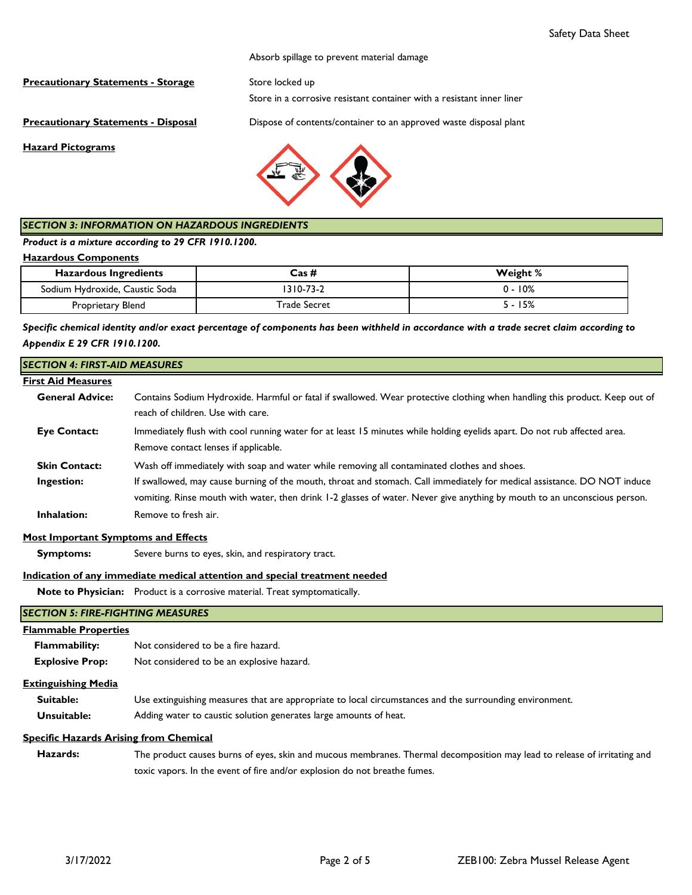Absorb spillage to prevent material damage

**Precautionary Statements - Storage**

Store locked up

Store in a corrosive resistant container with a resistant inner liner

**Precautionary Statements - Disposal**

Dispose of contents/container to an approved waste disposal plant

**Hazard Pictograms**

## *SECTION 3: INFORMATION ON HAZARDOUS INGREDIENTS*

***Product is a mixture according to 29 CFR 1910.1200.***

**Hazardous Components**

| Hazardous Ingredients | Cas # | Weight % |
| --- | --- | --- |
| Sodium Hydroxide, Caustic Soda | 1310-73-2 | 0 - 10% |
| Proprietary Blend | Trade Secret | 5 - 15% |

***Specific chemical identity and/or exact percentage of components has been withheld in accordance with a trade secret claim according to Appendix E 29 CFR 1910.1200.***

## *SECTION 4: FIRST-AID MEASURES*

**First Aid Measures**

**General Advice:** Contains Sodium Hydroxide. Harmful or fatal if swallowed. Wear protective clothing when handling this product. Keep out of reach of children. Use with care.

**Eye Contact:** Immediately flush with cool running water for at least 15 minutes while holding eyelids apart. Do not rub affected area. Remove contact lenses if applicable.

**Skin Contact:** Wash off immediately with soap and water while removing all contaminated clothes and shoes.

**Ingestion:** If swallowed, may cause burning of the mouth, throat and stomach. Call immediately for medical assistance. DO NOT induce vomiting. Rinse mouth with water, then drink 1-2 glasses of water. Never give anything by mouth to an unconscious person.

**Inhalation:** Remove to fresh air.

**Most Important Symptoms and Effects**

**Symptoms:** Severe burns to eyes, skin, and respiratory tract.

**Indication of any immediate medical attention and special treatment needed**

**Note to Physician:** Product is a corrosive material. Treat symptomatically.

## *SECTION 5: FIRE-FIGHTING MEASURES*

**Flammable Properties**

**Flammability:** Not considered to be a fire hazard.

**Explosive Prop:** Not considered to be an explosive hazard.

**Extinguishing Media**

**Suitable:** Use extinguishing measures that are appropriate to local circumstances and the surrounding environment.

**Unsuitable:** Adding water to caustic solution generates large amounts of heat.

**Specific Hazards Arising from Chemical**

**Hazards:** The product causes burns of eyes, skin and mucous membranes. Thermal decomposition may lead to release of irritating and toxic vapors. In the event of fire and/or explosion do not breathe fumes.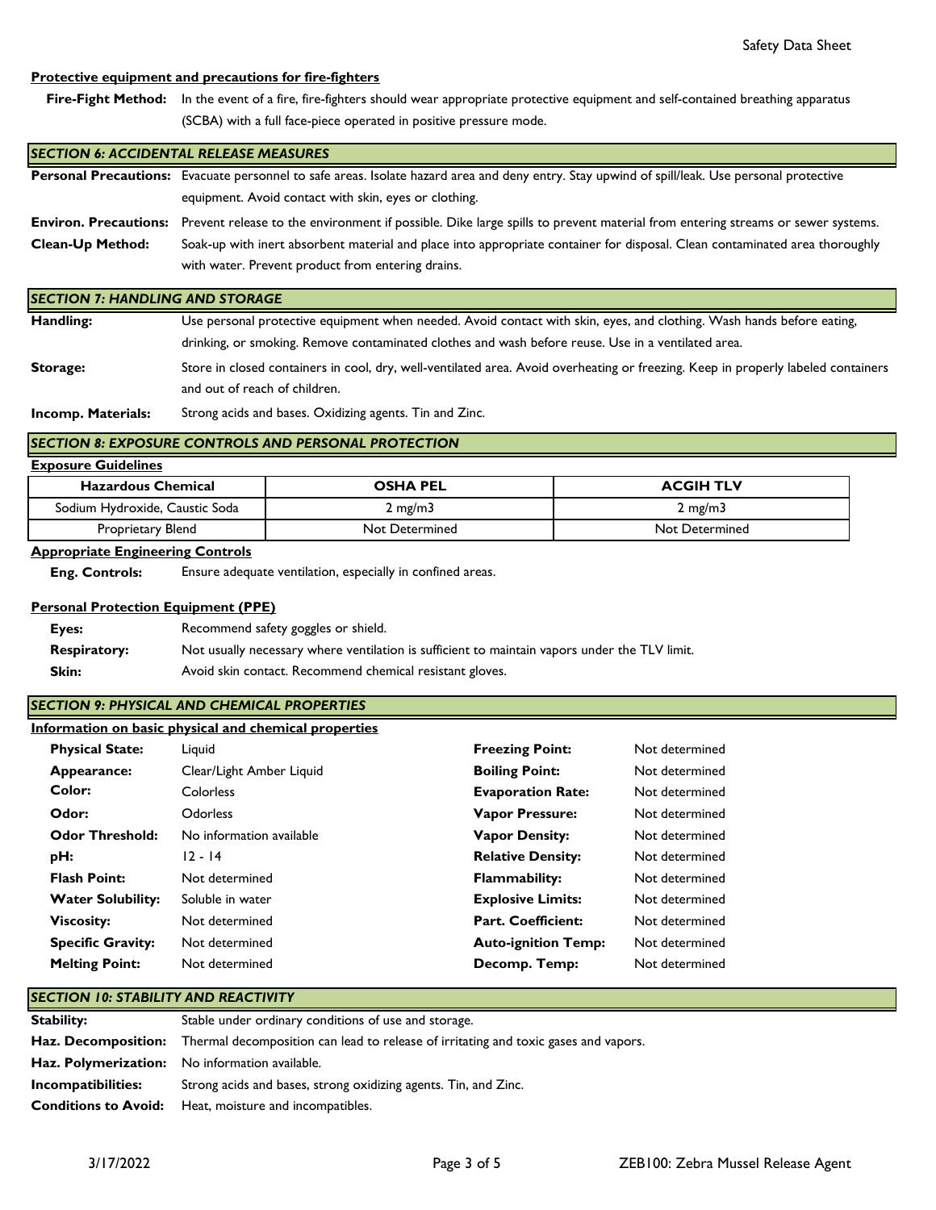**Protective equipment and precautions for fire-fighters**

**Fire-Fight Method:** In the event of a fire, fire-fighters should wear appropriate protective equipment and self-contained breathing apparatus (SCBA) with a full face-piece operated in positive pressure mode.

## *SECTION 6: ACCIDENTAL RELEASE MEASURES*

**Personal Precautions:** Evacuate personnel to safe areas. Isolate hazard area and deny entry. Stay upwind of spill/leak. Use personal protective equipment. Avoid contact with skin, eyes or clothing.

**Environ. Precautions:** Prevent release to the environment if possible. Dike large spills to prevent material from entering streams or sewer systems.

**Clean-Up Method:** Soak-up with inert absorbent material and place into appropriate container for disposal. Clean contaminated area thoroughly with water. Prevent product from entering drains.

## *SECTION 7: HANDLING AND STORAGE*

**Handling:** Use personal protective equipment when needed. Avoid contact with skin, eyes, and clothing. Wash hands before eating, drinking, or smoking. Remove contaminated clothes and wash before reuse. Use in a ventilated area.

**Storage:** Store in closed containers in cool, dry, well-ventilated area. Avoid overheating or freezing. Keep in properly labeled containers and out of reach of children.

**Incomp. Materials:** Strong acids and bases. Oxidizing agents. Tin and Zinc.

## *SECTION 8: EXPOSURE CONTROLS AND PERSONAL PROTECTION*

**Exposure Guidelines**

| Hazardous Chemical | OSHA PEL | ACGIH TLV |
|---|---|---|
| Sodium Hydroxide, Caustic Soda | 2 mg/m3 | 2 mg/m3 |
| Proprietary Blend | Not Determined | Not Determined |

**Appropriate Engineering Controls**

**Eng. Controls:** Ensure adequate ventilation, especially in confined areas.

**Personal Protection Equipment (PPE)**

**Eyes:** Recommend safety goggles or shield.

**Respiratory:** Not usually necessary where ventilation is sufficient to maintain vapors under the TLV limit.

**Skin:** Avoid skin contact. Recommend chemical resistant gloves.

## *SECTION 9: PHYSICAL AND CHEMICAL PROPERTIES*

**Information on basic physical and chemical properties**

| | | | |
|---|---|---|---|
| **Physical State:** | Liquid | **Freezing Point:** | Not determined |
| **Appearance:** | Clear/Light Amber Liquid | **Boiling Point:** | Not determined |
| **Color:** | Colorless | **Evaporation Rate:** | Not determined |
| **Odor:** | Odorless | **Vapor Pressure:** | Not determined |
| **Odor Threshold:** | No information available | **Vapor Density:** | Not determined |
| **pH:** | 12 - 14 | **Relative Density:** | Not determined |
| **Flash Point:** | Not determined | **Flammability:** | Not determined |
| **Water Solubility:** | Soluble in water | **Explosive Limits:** | Not determined |
| **Viscosity:** | Not determined | **Part. Coefficient:** | Not determined |
| **Specific Gravity:** | Not determined | **Auto-ignition Temp:** | Not determined |
| **Melting Point:** | Not determined | **Decomp. Temp:** | Not determined |

## *SECTION 10: STABILITY AND REACTIVITY*

**Stability:** Stable under ordinary conditions of use and storage.

**Haz. Decomposition:** Thermal decomposition can lead to release of irritating and toxic gases and vapors.

**Haz. Polymerization:** No information available.

**Incompatibilities:** Strong acids and bases, strong oxidizing agents. Tin, and Zinc.

**Conditions to Avoid:** Heat, moisture and incompatibles.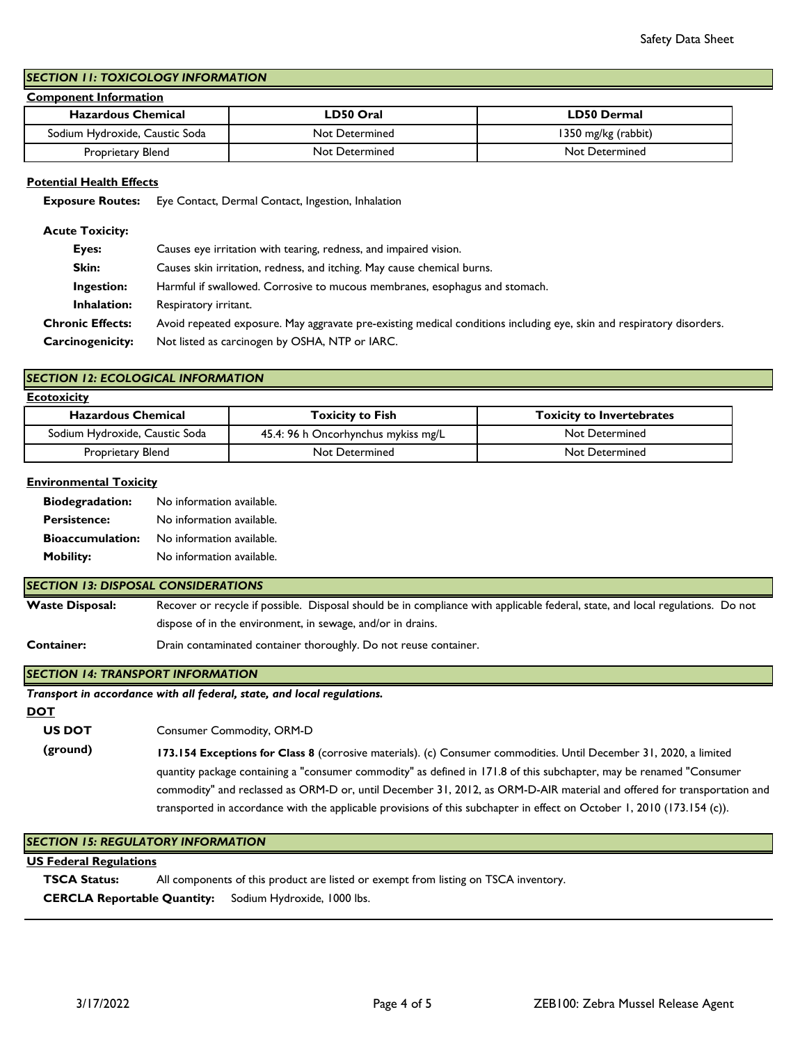## SECTION 11: TOXICOLOGY INFORMATION

**Component Information**

| Hazardous Chemical | LD50 Oral | LD50 Dermal |
|---|---|---|
| Sodium Hydroxide, Caustic Soda | Not Determined | 1350 mg/kg (rabbit) |
| Proprietary Blend | Not Determined | Not Determined |

**Potential Health Effects**

**Exposure Routes:** Eye Contact, Dermal Contact, Ingestion, Inhalation

**Acute Toxicity:**

**Eyes:** Causes eye irritation with tearing, redness, and impaired vision.

**Skin:** Causes skin irritation, redness, and itching. May cause chemical burns.

**Ingestion:** Harmful if swallowed. Corrosive to mucous membranes, esophagus and stomach.

**Inhalation:** Respiratory irritant.

**Chronic Effects:** Avoid repeated exposure. May aggravate pre-existing medical conditions including eye, skin and respiratory disorders.

**Carcinogenicity:** Not listed as carcinogen by OSHA, NTP or IARC.

## SECTION 12: ECOLOGICAL INFORMATION

**Ecotoxicity**

| Hazardous Chemical | Toxicity to Fish | Toxicity to Invertebrates |
|---|---|---|
| Sodium Hydroxide, Caustic Soda | 45.4: 96 h Oncorhynchus mykiss mg/L | Not Determined |
| Proprietary Blend | Not Determined | Not Determined |

**Environmental Toxicity**

**Biodegradation:** No information available.

**Persistence:** No information available.

**Bioaccumulation:** No information available.

**Mobility:** No information available.

## SECTION 13: DISPOSAL CONSIDERATIONS

**Waste Disposal:** Recover or recycle if possible. Disposal should be in compliance with applicable federal, state, and local regulations. Do not dispose of in the environment, in sewage, and/or in drains.

**Container:** Drain contaminated container thoroughly. Do not reuse container.

## SECTION 14: TRANSPORT INFORMATION

***Transport in accordance with all federal, state, and local regulations.***

**DOT**

**US DOT (ground)** Consumer Commodity, ORM-D

**173.154 Exceptions for Class 8** (corrosive materials). (c) Consumer commodities. Until December 31, 2020, a limited quantity package containing a "consumer commodity" as defined in 171.8 of this subchapter, may be renamed "Consumer commodity" and reclassed as ORM-D or, until December 31, 2012, as ORM-D-AIR material and offered for transportation and transported in accordance with the applicable provisions of this subchapter in effect on October 1, 2010 (173.154 (c)).

## SECTION 15: REGULATORY INFORMATION

**US Federal Regulations**

**TSCA Status:** All components of this product are listed or exempt from listing on TSCA inventory.

**CERCLA Reportable Quantity:** Sodium Hydroxide, 1000 lbs.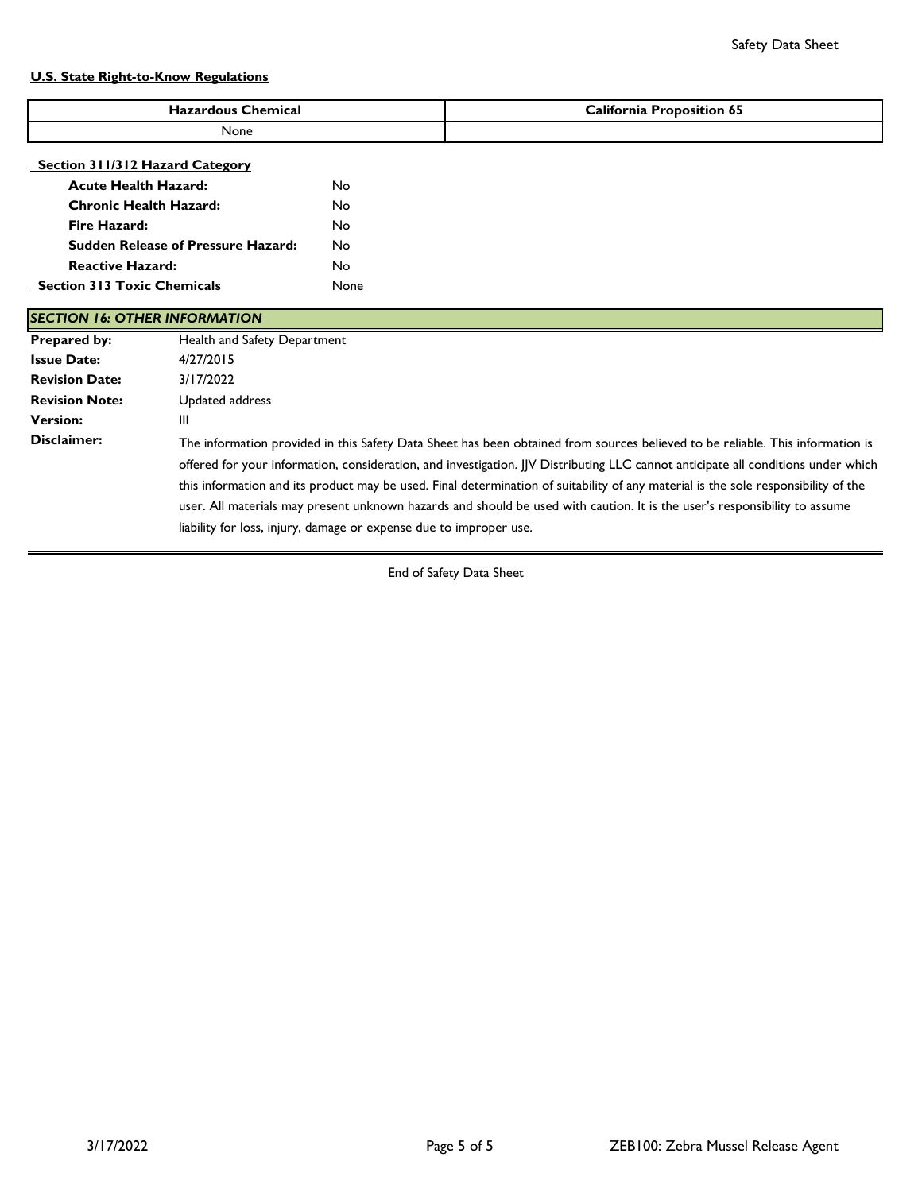**U.S. State Right-to-Know Regulations**

| Hazardous Chemical | California Proposition 65 |
|---|---|
| None | |

**Section 311/312 Hazard Category**

| | |
|---|---|
| **Acute Health Hazard:** | No |
| **Chronic Health Hazard:** | No |
| **Fire Hazard:** | No |
| **Sudden Release of Pressure Hazard:** | No |
| **Reactive Hazard:** | No |
| **Section 313 Toxic Chemicals** | None |

## *SECTION 16: OTHER INFORMATION*

| | |
|---|---|
| **Prepared by:** | Health and Safety Department |
| **Issue Date:** | 4/27/2015 |
| **Revision Date:** | 3/17/2022 |
| **Revision Note:** | Updated address |
| **Version:** | III |
| **Disclaimer:** | The information provided in this Safety Data Sheet has been obtained from sources believed to be reliable. This information is offered for your information, consideration, and investigation. JJV Distributing LLC cannot anticipate all conditions under which this information and its product may be used. Final determination of suitability of any material is the sole responsibility of the user. All materials may present unknown hazards and should be used with caution. It is the user's responsibility to assume liability for loss, injury, damage or expense due to improper use. |

End of Safety Data Sheet